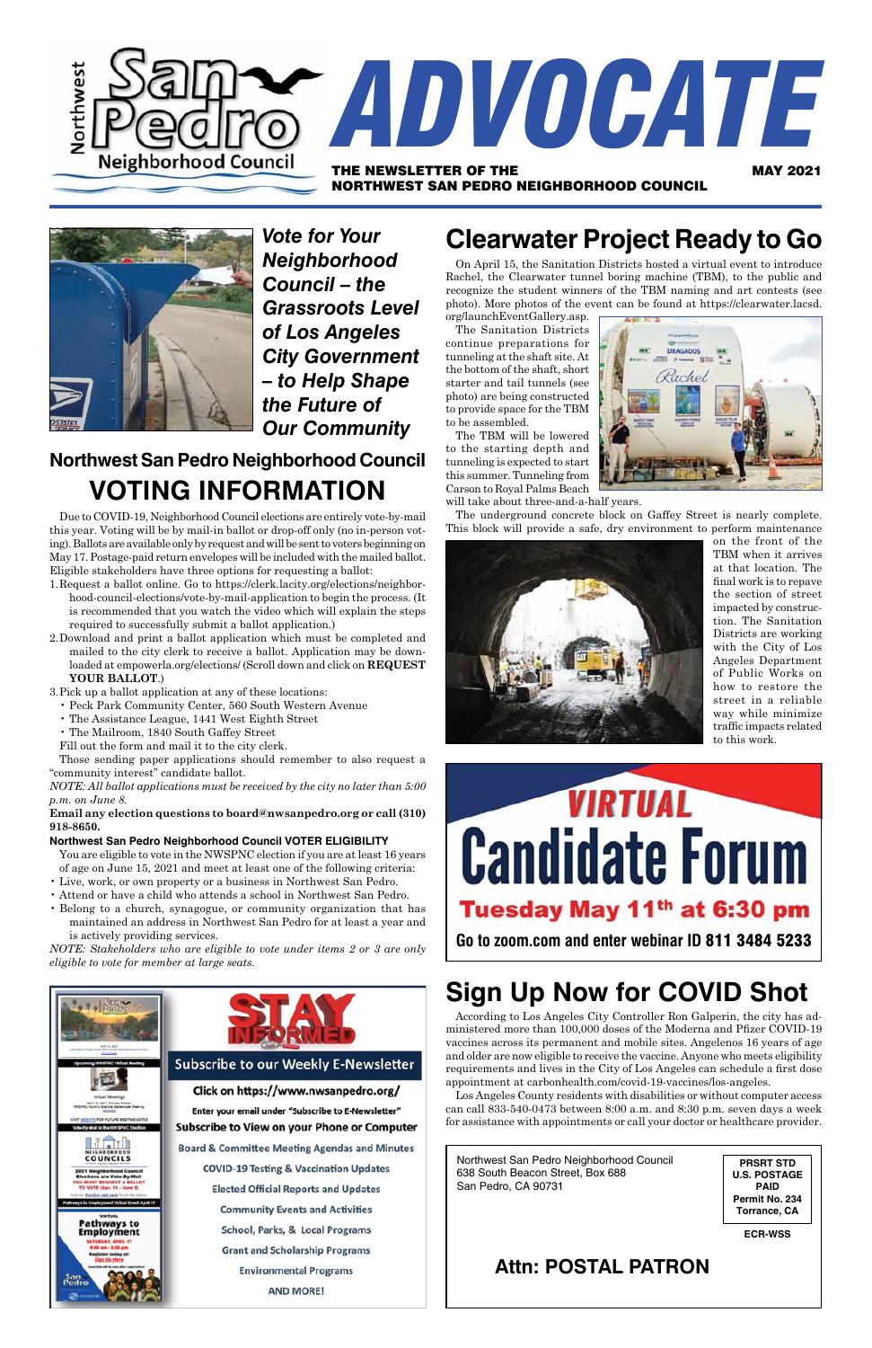# Northwest San Pedro Neighborhood Council ADVOCATE

**THE NEWSLETTER OF THE NORTHWEST SAN PEDRO NEIGHBORHOOD COUNCIL** — **MAY 2021**

*Vote for Your Neighborhood Council – the Grassroots Level of Los Angeles City Government – to Help Shape the Future of Our Community*

## Northwest San Pedro Neighborhood Council VOTING INFORMATION

Due to COVID-19, Neighborhood Council elections are entirely vote-by-mail this year. Voting will be by mail-in ballot or drop-off only (no in-person voting). Ballots are available only by request and will be sent to voters beginning on May 17. Postage-paid return envelopes will be included with the mailed ballot. Eligible stakeholders have three options for requesting a ballot:

1. Request a ballot online. Go to https://clerk.lacity.org/elections/neighborhood-council-elections/vote-by-mail-application to begin the process. (It is recommended that you watch the video which will explain the steps required to successfully submit a ballot application.)
2. Download and print a ballot application which must be completed and mailed to the city clerk to receive a ballot. Application may be downloaded at empowerla.org/elections/ (Scroll down and click on **REQUEST YOUR BALLOT**.)
3. Pick up a ballot application at any of these locations:
   - Peck Park Community Center, 560 South Western Avenue
   - The Assistance League, 1441 West Eighth Street
   - The Mailroom, 1840 South Gaffey Street

   Fill out the form and mail it to the city clerk.

Those sending paper applications should remember to also request a "community interest" candidate ballot.

*NOTE: All ballot applications must be received by the city no later than 5:00 p.m. on June 8.*

**Email any election questions to board@nwsanpedro.org or call (310) 918-8650.**

**Northwest San Pedro Neighborhood Council VOTER ELIGIBILITY**

You are eligible to vote in the NWSPNC election if you are at least 16 years of age on June 15, 2021 and meet at least one of the following criteria:

- Live, work, or own property or a business in Northwest San Pedro.
- Attend or have a child who attends a school in Northwest San Pedro.
- Belong to a church, synagogue, or community organization that has maintained an address in Northwest San Pedro for at least a year and is actively providing services.

*NOTE: Stakeholders who are eligible to vote under items 2 or 3 are only eligible to vote for member at large seats.*

## Clearwater Project Ready to Go

On April 15, the Sanitation Districts hosted a virtual event to introduce Rachel, the Clearwater tunnel boring machine (TBM), to the public and recognize the student winners of the TBM naming and art contests (see photo). More photos of the event can be found at https://clearwater.lacsd.org/launchEventGallery.asp.

The Sanitation Districts continue preparations for tunneling at the shaft site. At the bottom of the shaft, short starter and tail tunnels (see photo) are being constructed to provide space for the TBM to be assembled.

The TBM will be lowered to the starting depth and tunneling is expected to start this summer. Tunneling from Carson to Royal Palms Beach will take about three-and-a-half years.

The underground concrete block on Gaffey Street is nearly complete. This block will provide a safe, dry environment to perform maintenance on the front of the TBM when it arrives at that location. The final work is to repave the section of street impacted by construction. The Sanitation Districts are working with the City of Los Angeles Department of Public Works on how to restore the street in a reliable way while minimize traffic impacts related to this work.

## VIRTUAL Candidate Forum

**Tuesday May 11th at 6:30 pm**

**Go to zoom.com and enter webinar ID 811 3484 5233**

## STAY INFORMED

**Subscribe to our Weekly E-Newsletter**

**Click on https://www.nwsanpedro.org/**

Enter your email under "Subscribe to E-Newsletter"

**Subscribe to View on your Phone or Computer**

- Board & Committee Meeting Agendas and Minutes
- COVID-19 Testing & Vaccination Updates
- Elected Official Reports and Updates
- Community Events and Activities
- School, Parks, & Local Programs
- Grant and Scholarship Programs
- Environmental Programs
- AND MORE!

## Sign Up Now for COVID Shot

According to Los Angeles City Controller Ron Galperin, the city has administered more than 100,000 doses of the Moderna and Pfizer COVID-19 vaccines across its permanent and mobile sites. Angelenos 16 years of age and older are now eligible to receive the vaccine. Anyone who meets eligibility requirements and lives in the City of Los Angeles can schedule a first dose appointment at carbonhealth.com/covid-19-vaccines/los-angeles.

Los Angeles County residents with disabilities or without computer access can call 833-540-0473 between 8:00 a.m. and 8:30 p.m. seven days a week for assistance with appointments or call your doctor or healthcare provider.

Northwest San Pedro Neighborhood Council
638 South Beacon Street, Box 688
San Pedro, CA 90731

PRSRT STD
U.S. POSTAGE
PAID
Permit No. 234
Torrance, CA

ECR-WSS

**Attn: POSTAL PATRON**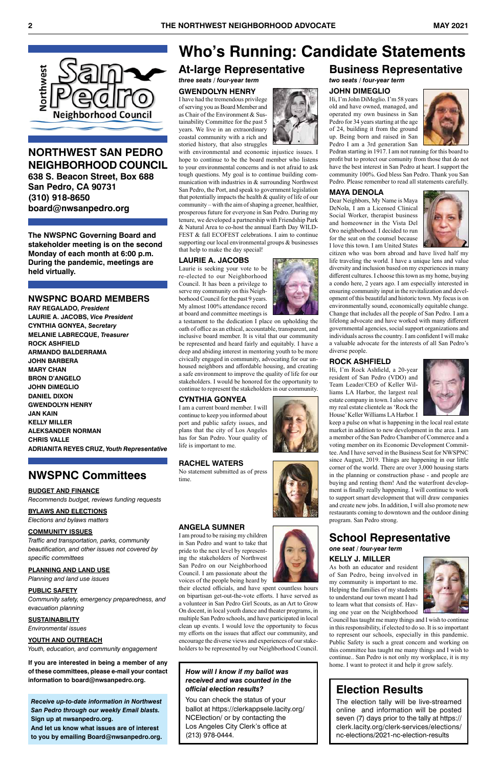# Who's Running: Candidate Statements

## At-large Representative

***three seats / four-year term***

### GWENDOLYN HENRY

I have had the tremendous privilege of serving you as Board Member and as Chair of the Environment & Sustainability Committee for the past 5 years. We live in an extraordinary coastal community with a rich and storied history, that also struggles with environmental and economic injustice issues. I hope to continue to be the board member who listens to your environmental concerns and is not afraid to ask tough questions. My goal is to continue building communication with industries in & surrounding Northwest San Pedro, the Port, and speak to government legislation that potentially impacts the health & quality of life of our community – with the aim of shaping a greener, healthier, prosperous future for everyone in San Pedro. During my tenure, we developed a partnership with Friendship Park & Natural Area to co-host the annual Earth Day WILDFEST & fall ECOFEST celebrations. I aim to continue supporting our local environmental groups & businesses that help to make the day special!

### LAURIE A. JACOBS

Laurie is seeking your vote to be re-elected to our Neighborhood Council. It has been a privilege to serve my community on this Neighborhood Council for the past 9 years. My almost 100% attendance record at board and committee meetings is a testament to the dedication I place on upholding the oath of office as an ethical, accountable, transparent, and inclusive board member. It is vital that our community be represented and heard fairly and equitably. I have a deep and abiding interest in mentoring youth to be more civically engaged in community, advocating for our unhoused neighbors and affordable housing, and creating a safe environment to improve the quality of life for our stakeholders. I would be honored for the opportunity to continue to represent the stakeholders in our community.

### CYNTHIA GONYEA

I am a current board member. I will continue to keep you informed about port and public safety issues, and plans that the city of Los Angeles has for San Pedro. Your quality of life is important to me.

### RACHEL WATERS

No statement submitted as of press time.

### ANGELA SUMNER

I am proud to be raising my children in San Pedro and want to take that pride to the next level by representing the stakeholders of Northwest San Pedro on our Neighborhood Council. I am passionate about the voices of the people being heard by their elected officials, and have spent countless hours on bipartisan get-out-the-vote efforts. I have served as a volunteer in San Pedro Girl Scouts, as an Art to Grow On docent, in local youth dance and theater programs, in multiple San Pedro schools, and have participated in local clean up events. I would love the opportunity to focus my efforts on the issues that affect our community, and encourage the diverse views and experiences of our stakeholders to be represented by our Neighborhood Council.

> ***How will I know if my ballot was received and was counted in the official election results?***
>
> You can check the status of your ballot at https://clerkappsele.lacity.org/NCElection/ or by contacting the Los Angeles City Clerk's office at (213) 978-0444.

## Business Representative

***two seats / four-year term***

### JOHN DIMEGLIO

Hi, I'm John DiMeglio. I'm 58 years old and have owned, managed, and operated my own business in San Pedro for 34 years starting at the age of 24, building it from the ground up. Being born and raised in San Pedro I am a 3rd generation San Pedran starting in 1917. I am not running for this board to profit but to protect our community from those that do not have the best interest in San Pedro at heart. I support the community 100%. God bless San Pedro. Thank you San Pedro. Please remember to read all statements carefully.

### MAYA DENOLA

Dear Neighbors, My Name is Maya DeNola, I am a Licensed Clinical Social Worker, therapist business and homeowner in the Vista Del Oro neighborhood. I decided to run for the seat on the counsel because I love this town. I am United States citizen who was born abroad and have lived half my life traveling the world. I have a unique lens and value diversity and inclusion based on my experiences in many different cultures. I choose this town as my home, buying a condo here, 2 years ago. I am especially interested in ensuring community input in the revitalization and development of this beautiful and historic town. My focus is on environmentally sound, economically equitable change. Change that includes all the people of San Pedro. I am a lifelong advocate and have worked with many different governmental agencies, social support organizations and individuals across the country. I am confident I will make a valuable advocate for the interests of all San Pedro's diverse people.

### ROCK ASHFIELD

Hi, I'm Rock Ashfield, a 20-year resident of San Pedro (VDO) and Team Leader/CEO of Keller Williams LA Harbor, the largest real estate company in town. I also serve my real estate clientele as 'Rock the House' Keller Williams LA Harbor. I keep a pulse on what is happening in the local real estate market in addition to new development in the area. I am a member of the San Pedro Chamber of Commerce and a voting member on its Economic Development Committee. And I have served in the Business Seat for NWSPNC since August, 2019. Things are happening in our little corner of the world. There are over 3,000 housing starts in the planning or construction phase - and people are buying and renting them! And the waterfront development is finally really happening. I will continue to work to support smart development that will draw companies and create new jobs. In addition, I will also promote new restaurants coming to downtown and the outdoor dining program. San Pedro strong.

## School Representative

***one seat / four-year term***

### KELLY J. MILLER

As both an educator and resident of San Pedro, being involved in my community is important to me. Helping the families of my students to understand our town meant I had to learn what that consists of. Having one year on the Neighborhood Council has taught me many things and I wish to continue in this responsibility, if elected to do so. It is so important to represent our schools, especially in this pandemic. Public Safety is such a great concern and working on this committee has taught me many things and I wish to continue.. San Pedro is not only my workplace, it is my home. I want to protect it and help it grow safely.

> ## Election Results
>
> The election tally will be live-streamed online and information will be posted seven (7) days prior to the tally at https://clerk.lacity.org/clerk-services/elections/nc-elections/2021-nc-election-results

---

Northwest San Pedro Neighborhood Council

## NORTHWEST SAN PEDRO NEIGHBORHOOD COUNCIL

**638 S. Beacon Street, Box 688**
**San Pedro, CA 90731**
**(310) 918-8650**
**board@nwsanpedro.org**

**The NWSPNC Governing Board and stakeholder meeting is on the second Monday of each month at 6:00 p.m. During the pandemic, meetings are held virtually.**

## NWSPNC BOARD MEMBERS

**RAY REGALADO, *President***
**LAURIE A. JACOBS, *Vice President***
**CYNTHIA GONYEA, *Secretary***
**MELANIE LABRECQUE, *Treasurer***
**ROCK ASHFIELD**
**ARMANDO BALDERRAMA**
**JOHN BARBERA**
**MARY CHAN**
**BRON D'ANGELO**
**JOHN DiMEGLIO**
**DANIEL DIXON**
**GWENDOLYN HENRY**
**JAN KAIN**
**KELLY MILLER**
**ALEKSANDER NORMAN**
**CHRIS VALLE**
**ADRIANITA REYES CRUZ, *Youth Representative***

## NWSPNC Committees

**BUDGET AND FINANCE**
*Recommends budget, reviews funding requests*

**BYLAWS AND ELECTIONS**
*Elections and bylaws matters*

**COMMUNITY ISSUES**
*Traffic and transportation, parks, community beautification, and other issues not covered by specific committees*

**PLANNING AND LAND USE**
*Planning and land use issues*

**PUBLIC SAFETY**
*Community safety, emergency preparedness, and evacuation planning*

**SUSTAINABILITY**
*Environmental issues*

**YOUTH AND OUTREACH**
*Youth, education, and community engagement*

**If you are interested in being a member of any of these committees, please e-mail your contact information to board@nwsanpedro.org.**

***Receive up-to-date information in Northwest San Pedro through our weekly Email blasts. Sign up at nwsanpedro.org.***
**And let us know what issues are of interest to you by emailing Board@nwsanpedro.org.**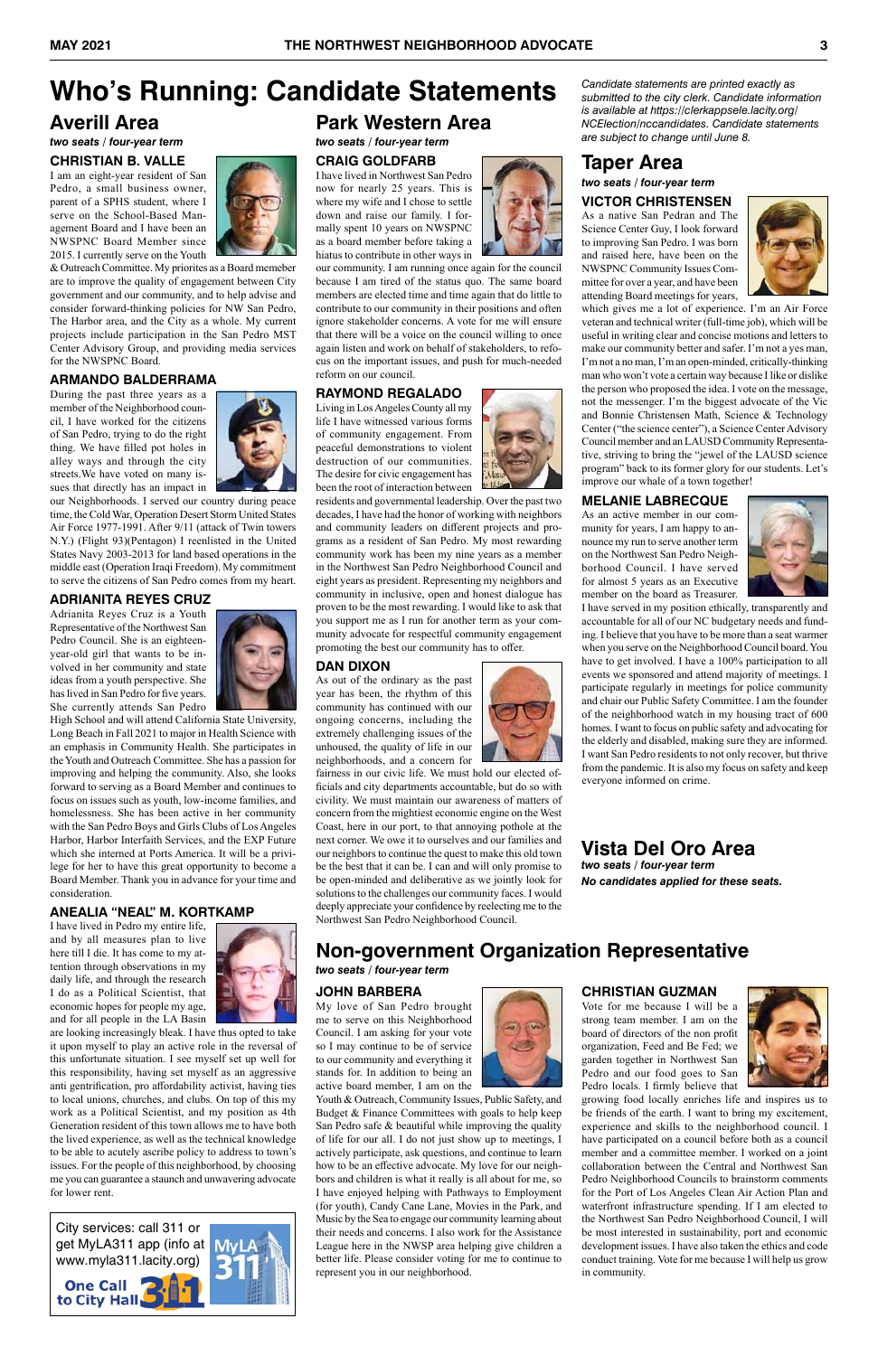# Who's Running: Candidate Statements

*Candidate statements are printed exactly as submitted to the city clerk. Candidate information is available at https://clerkappsele.lacity.org/NCElection/nccandidates. Candidate statements are subject to change until June 8.*

## Averill Area

***two seats / four-year term***

### CHRISTIAN B. VALLE

I am an eight-year resident of San Pedro, a small business owner, parent of a SPHS student, where I serve on the School-Based Management Board and I have been an NWSPNC Board Member since 2015. I currently serve on the Youth & Outreach Committee. My priorites as a Board memeber are to improve the quality of engagement between City government and our community, and to help advise and consider forward-thinking policies for NW San Pedro, The Harbor area, and the City as a whole. My current projects include participation in the San Pedro MST Center Advisory Group, and providing media services for the NWSPNC Board.

### ARMANDO BALDERRAMA

During the past three years as a member of the Neighborhood council, I have worked for the citizens of San Pedro, trying to do the right thing. We have filled pot holes in alley ways and through the city streets.We have voted on many issues that directly has an impact in our Neighborhoods. I served our country during peace time, the Cold War, Operation Desert Storm United States Air Force 1977-1991. After 9/11 (attack of Twin towers N.Y.) (Flight 93)(Pentagon) I reenlisted in the United States Navy 2003-2013 for land based operations in the middle east (Operation Iraqi Freedom). My commitment to serve the citizens of San Pedro comes from my heart.

### ADRIANITA REYES CRUZ

Adrianita Reyes Cruz is a Youth Representative of the Northwest San Pedro Council. She is an eighteen-year-old girl that wants to be involved in her community and state ideas from a youth perspective. She has lived in San Pedro for five years. She currently attends San Pedro High School and will attend California State University, Long Beach in Fall 2021 to major in Health Science with an emphasis in Community Health. She participates in the Youth and Outreach Committee. She has a passion for improving and helping the community. Also, she looks forward to serving as a Board Member and continues to focus on issues such as youth, low-income families, and homelessness. She has been active in her community with the San Pedro Boys and Girls Clubs of Los Angeles Harbor, Harbor Interfaith Services, and the EXP Future which she interned at Ports America. It will be a privilege for her to have this great opportunity to become a Board Member. Thank you in advance for your time and consideration.

### ANEALIA "NEAL" M. KORTKAMP

I have lived in Pedro my entire life, and by all measures plan to live here till I die. It has come to my attention through observations in my daily life, and through the research I do as a Political Scientist, that economic hopes for people my age, and for all people in the LA Basin are looking increasingly bleak. I have thus opted to take it upon myself to play an active role in the reversal of this unfortunate situation. I see myself set up well for this responsibility, having set myself as an aggressive anti gentrification, pro affordability activist, having ties to local unions, churches, and clubs. On top of this my work as a Political Scientist, and my position as 4th Generation resident of this town allows me to have both the lived experience, as well as the technical knowledge to be able to acutely ascribe policy to address to town's issues. For the people of this neighborhood, by choosing me you can guarantee a staunch and unwavering advocate for lower rent.

City services: call 311 or get MyLA311 app (info at www.myla311.lacity.org)

One Call to City Hall 311

## Park Western Area

***two seats / four-year term***

### CRAIG GOLDFARB

I have lived in Northwest San Pedro now for nearly 25 years. This is where my wife and I chose to settle down and raise our family. I formally spent 10 years on NWSPNC as a board member before taking a hiatus to contribute in other ways in our community. I am running once again for the council because I am tired of the status quo. The same board members are elected time and time again that do little to contribute to our community in their positions and often ignore stakeholder concerns. A vote for me will ensure that there will be a voice on the council willing to once again listen and work on behalf of stakeholders, to refocus on the important issues, and push for much-needed reform on our council.

### RAYMOND REGALADO

Living in Los Angeles County all my life I have witnessed various forms of community engagement. From peaceful demonstrations to violent destruction of our communities. The desire for civic engagement has been the root of interaction between residents and governmental leadership. Over the past two decades, I have had the honor of working with neighbors and community leaders on different projects and programs as a resident of San Pedro. My most rewarding community work has been my nine years as a member in the Northwest San Pedro Neighborhood Council and eight years as president. Representing my neighbors and community in inclusive, open and honest dialogue has proven to be the most rewarding. I would like to ask that you support me as I run for another term as your community advocate for respectful community engagement promoting the best our community has to offer.

### DAN DIXON

As out of the ordinary as the past year has been, the rhythm of this community has continued with our ongoing concerns, including the extremely challenging issues of the unhoused, the quality of life in our neighborhoods, and a concern for fairness in our civic life. We must hold our elected officials and city departments accountable, but do so with civility. We must maintain our awareness of matters of concern from the mightiest economic engine on the West Coast, here in our port, to that annoying pothole at the next corner. We owe it to ourselves and our families and our neighbors to continue the quest to make this old town be the best that it can be. I can and will only promise to be open-minded and deliberative as we jointly look for solutions to the challenges our community faces. I would deeply appreciate your confidence by reelecting me to the Northwest San Pedro Neighborhood Council.

## Taper Area

***two seats / four-year term***

### VICTOR CHRISTENSEN

As a native San Pedran and The Science Center Guy, I look forward to improving San Pedro. I was born and raised here, have been on the NWSPNC Community Issues Committee for over a year, and have been attending Board meetings for years, which gives me a lot of experience. I'm an Air Force veteran and technical writer (full-time job), which will be useful in writing clear and concise motions and letters to make our community better and safer. I'm not a yes man, I'm not a no man, I'm an open-minded, critically-thinking man who won't vote a certain way because I like or dislike the person who proposed the idea. I vote on the message, not the messenger. I'm the biggest advocate of the Vic and Bonnie Christensen Math, Science & Technology Center ("the science center"), a Science Center Advisory Council member and an LAUSD Community Representative, striving to bring the "jewel of the LAUSD science program" back to its former glory for our students. Let's improve our whale of a town together!

### MELANIE LABRECQUE

As an active member in our community for years, I am happy to announce my run to serve another term on the Northwest San Pedro Neighborhood Council. I have served for almost 5 years as an Executive member on the board as Treasurer. I have served in my position ethically, transparently and accountable for all of our NC budgetary needs and funding. I believe that you have to be more than a seat warmer when you serve on the Neighborhood Council board. You have to get involved. I have a 100% participation to all events we sponsored and attend majority of meetings. I participate regularly in meetings for police community and chair our Public Safety Committee. I am the founder of the neighborhood watch in my housing tract of 600 homes. I want to focus on public safety and advocating for the elderly and disabled, making sure they are informed. I want San Pedro residents to not only recover, but thrive from the pandemic. It is also my focus on safety and keep everyone informed on crime.

## Vista Del Oro Area

***two seats / four-year term***

***No candidates applied for these seats.***

## Non-government Organization Representative

***two seats / four-year term***

### JOHN BARBERA

My love of San Pedro brought me to serve on this Neighborhood Council. I am asking for your vote so I may continue to be of service to our community and everything it stands for. In addition to being an active board member, I am on the Youth & Outreach, Community Issues, Public Safety, and Budget & Finance Committees with goals to help keep San Pedro safe & beautiful while improving the quality of life for our all. I do not just show up to meetings, I actively participate, ask questions, and continue to learn how to be an effective advocate. My love for our neighbors and children is what it really is all about for me, so I have enjoyed helping with Pathways to Employment (for youth), Candy Cane Lane, Movies in the Park, and Music by the Sea to engage our community learning about their needs and concerns. I also work for the Assistance League here in the NWSP area helping give children a better life. Please consider voting for me to continue to represent you in our neighborhood.

### CHRISTIAN GUZMAN

Vote for me because I will be a strong team member. I am on the board of directors of the non profit organization, Feed and Be Fed; we garden together in Northwest San Pedro and our food goes to San Pedro locals. I firmly believe that growing food locally enriches life and inspires us to be friends of the earth. I want to bring my excitement, experience and skills to the neighborhood council. I have participated on a council before both as a council member and a committee member. I worked on a joint collaboration between the Central and Northwest San Pedro Neighborhood Councils to brainstorm comments for the Port of Los Angeles Clean Air Action Plan and waterfront infrastructure spending. If I am elected to the Northwest San Pedro Neighborhood Council, I will be most interested in sustainability, port and economic development issues. I have also taken the ethics and code conduct training. Vote for me because I will help us grow in community.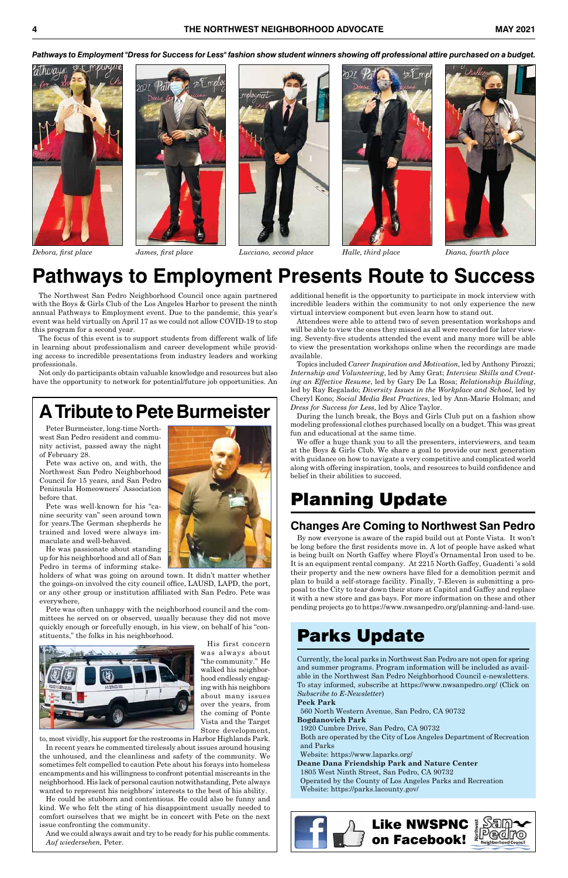*Pathways to Employment "Dress for Success for Less" fashion show student winners showing off professional attire purchased on a budget.*

*Debora, first place*

*James, first place*

*Lucciano, second place*

*Halle, third place*

*Diana, fourth place*

# Pathways to Employment Presents Route to Success

The Northwest San Pedro Neighborhood Council once again partnered with the Boys & Girls Club of the Los Angeles Harbor to present the ninth annual Pathways to Employment event. Due to the pandemic, this year's event was held virtually on April 17 as we could not allow COVID-19 to stop this program for a second year.

The focus of this event is to support students from different walk of life in learning about professionalism and career development while providing access to incredible presentations from industry leaders and working professionals.

Not only do participants obtain valuable knowledge and resources but also have the opportunity to network for potential/future job opportunities. An additional benefit is the opportunity to participate in mock interview with incredible leaders within the community to not only experience the new virtual interview component but even learn how to stand out.

Attendees were able to attend two of seven presentation workshops and will be able to view the ones they missed as all were recorded for later viewing. Seventy-five students attended the event and many more will be able to view the presentation workshops online when the recordings are made available.

Topics included *Career Inspiration and Motivation*, led by Anthony Pirozzi; *Internship and Volunteering*, led by Amy Grat; *Interview Skills and Creating an Effective Resume*, led by Gary De La Rosa; *Relationship Building*, led by Ray Regalado; *Diversity Issues in the Workplace and School*, led by Cheryl Kono; *Social Media Best Practices*, led by Ann-Marie Holman; and *Dress for Success for Less*, led by Alice Taylor.

During the lunch break, the Boys and Girls Club put on a fashion show modeling professional clothes purchased locally on a budget. This was great fun and educational at the same time.

We offer a huge thank you to all the presenters, interviewers, and team at the Boys & Girls Club. We share a goal to provide our next generation with guidance on how to navigate a very competitive and complicated world along with offering inspiration, tools, and resources to build confidence and belief in their abilities to succeed.

# A Tribute to Pete Burmeister

Peter Burmeister, long-time Northwest San Pedro resident and community activist, passed away the night of February 28.

Pete was active on, and with, the Northwest San Pedro Neighborhood Council for 15 years, and San Pedro Peninsula Homeowners' Association before that.

Pete was well-known for his "canine security van" seen around town for years.The German shepherds he trained and loved were always immaculate and well-behaved.

He was passionate about standing up for his neighborhood and all of San Pedro in terms of informing stakeholders of what was going on around town. It didn't matter whether the goings-on involved the city council office, LAUSD, LAPD, the port, or any other group or institution affiliated with San Pedro. Pete was everywhere.

Pete was often unhappy with the neighborhood council and the committees he served on or observed, usually because they did not move quickly enough or forcefully enough, in his view, on behalf of his "constituents," the folks in his neighborhood.

His first concern was always about "the community." He walked his neighborhood endlessly engaging with his neighbors about many issues over the years, from the coming of Ponte Vista and the Target Store development, to, most vividly, his support for the restrooms in Harbor Highlands Park.

In recent years he commented tirelessly about issues around housing the unhoused, and the cleanliness and safety of the community. We sometimes felt compelled to caution Pete about his forays into homeless encampments and his willingness to confront potential miscreants in the neighborhood. His lack of personal caution notwithstanding, Pete always wanted to represent his neighbors' interests to the best of his ability.

He could be stubborn and contentious. He could also be funny and kind. We who felt the sting of his disappointment usually needed to comfort ourselves that we might be in concert with Pete on the next issue confronting the community.

And we could always await and try to be ready for his public comments. *Auf wiedersehen*, Peter.

# Planning Update

## Changes Are Coming to Northwest San Pedro

By now everyone is aware of the rapid build out at Ponte Vista. It won't be long before the first residents move in. A lot of people have asked what is being built on North Gaffey where Floyd's Ornamental Iron used to be. It is an equipment rental company. At 2215 North Gaffey, Guadenti 's sold their property and the new owners have filed for a demolition permit and plan to build a self-storage facility. Finally, 7-Eleven is submitting a proposal to the City to tear down their store at Capitol and Gaffey and replace it with a new store and gas bays. For more information on these and other pending projects go to https://www.nwsanpedro.org/planning-and-land-use.

# Parks Update

Currently, the local parks in Northwest San Pedro are not open for spring and summer programs. Program information will be included as available in the Northwest San Pedro Neighborhood Council e-newsletters. To stay informed, subscribe at https://www.nwsanpedro.org/ (Click on *Subscribe to E-Newsletter*)

**Peck Park**
560 North Western Avenue, San Pedro, CA 90732

**Bogdanovich Park**
1920 Cumbre Drive, San Pedro, CA 90732
Both are operated by the City of Los Angeles Department of Recreation and Parks
Website: https://www.laparks.org/

**Deane Dana Friendship Park and Nature Center**
1805 West Ninth Street, San Pedro, CA 90732
Operated by the County of Los Angeles Parks and Recreation
Website: https://parks.lacounty.gov/

**Like NWSPNC on Facebook!**